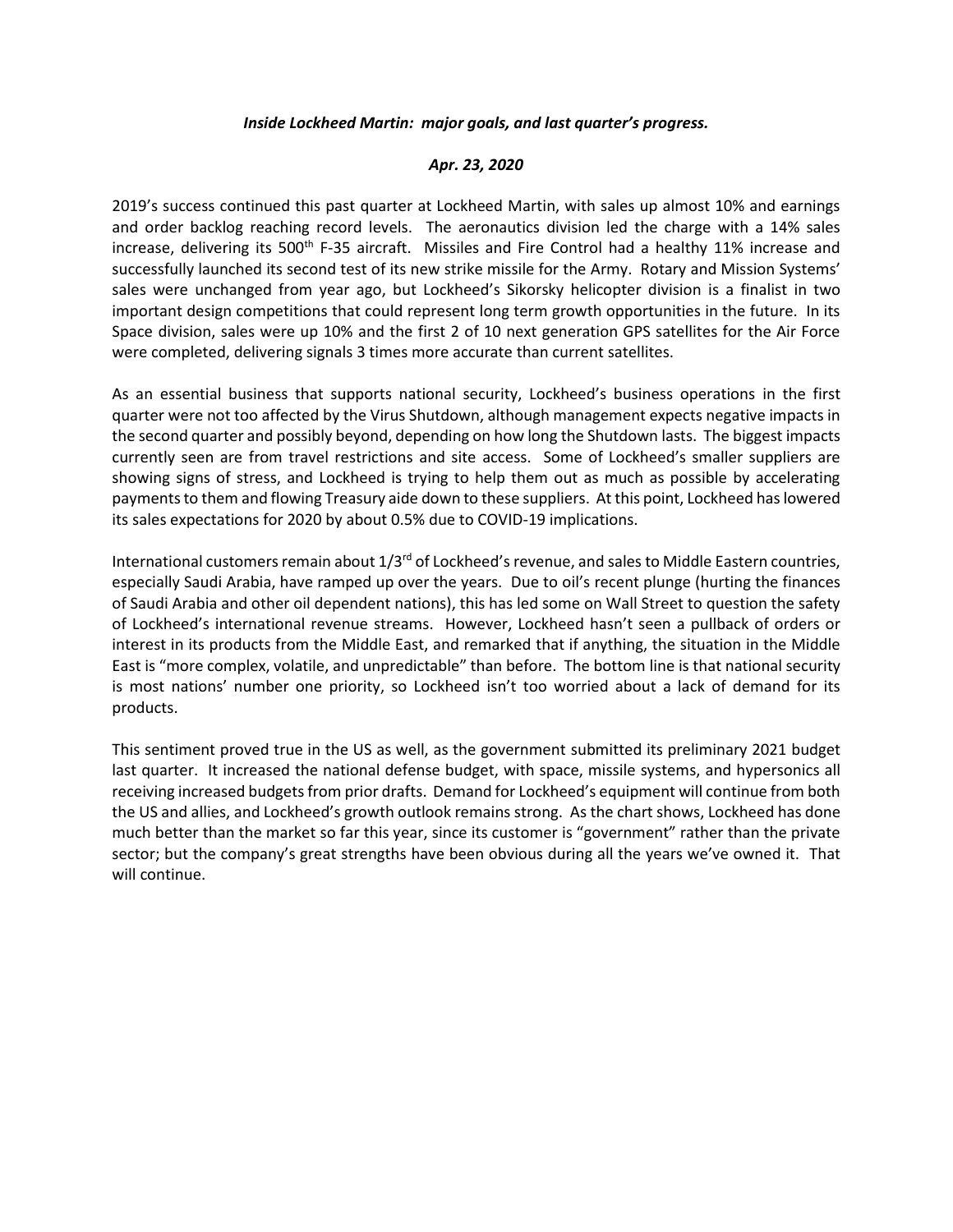***Inside Lockheed Martin: major goals, and last quarter's progress.***

***Apr. 23, 2020***

2019's success continued this past quarter at Lockheed Martin, with sales up almost 10% and earnings and order backlog reaching record levels. The aeronautics division led the charge with a 14% sales increase, delivering its 500th F-35 aircraft. Missiles and Fire Control had a healthy 11% increase and successfully launched its second test of its new strike missile for the Army. Rotary and Mission Systems' sales were unchanged from year ago, but Lockheed's Sikorsky helicopter division is a finalist in two important design competitions that could represent long term growth opportunities in the future. In its Space division, sales were up 10% and the first 2 of 10 next generation GPS satellites for the Air Force were completed, delivering signals 3 times more accurate than current satellites.

As an essential business that supports national security, Lockheed's business operations in the first quarter were not too affected by the Virus Shutdown, although management expects negative impacts in the second quarter and possibly beyond, depending on how long the Shutdown lasts. The biggest impacts currently seen are from travel restrictions and site access. Some of Lockheed's smaller suppliers are showing signs of stress, and Lockheed is trying to help them out as much as possible by accelerating payments to them and flowing Treasury aide down to these suppliers. At this point, Lockheed has lowered its sales expectations for 2020 by about 0.5% due to COVID-19 implications.

International customers remain about 1/3rd of Lockheed's revenue, and sales to Middle Eastern countries, especially Saudi Arabia, have ramped up over the years. Due to oil's recent plunge (hurting the finances of Saudi Arabia and other oil dependent nations), this has led some on Wall Street to question the safety of Lockheed's international revenue streams. However, Lockheed hasn't seen a pullback of orders or interest in its products from the Middle East, and remarked that if anything, the situation in the Middle East is "more complex, volatile, and unpredictable" than before. The bottom line is that national security is most nations' number one priority, so Lockheed isn't too worried about a lack of demand for its products.

This sentiment proved true in the US as well, as the government submitted its preliminary 2021 budget last quarter. It increased the national defense budget, with space, missile systems, and hypersonics all receiving increased budgets from prior drafts. Demand for Lockheed's equipment will continue from both the US and allies, and Lockheed's growth outlook remains strong. As the chart shows, Lockheed has done much better than the market so far this year, since its customer is "government" rather than the private sector; but the company's great strengths have been obvious during all the years we've owned it. That will continue.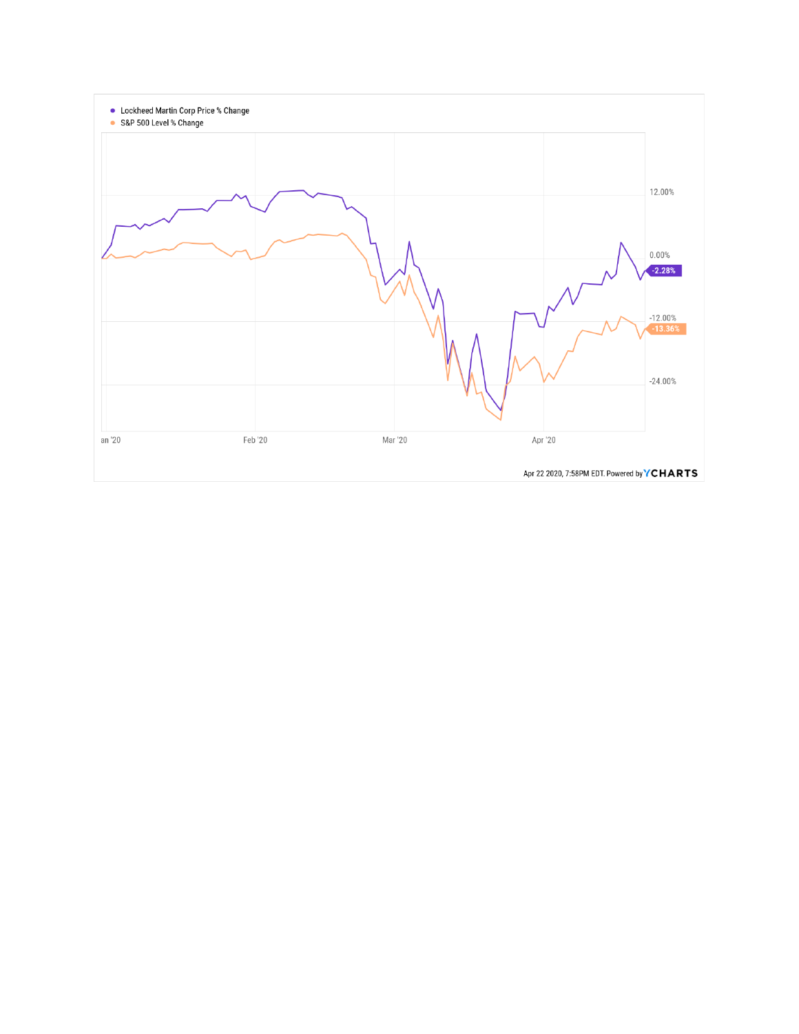Lockheed Martin Corp Price % Change

S&P 500 Level % Change

12.00%

0.00%

-2.28%

-12.00%

-13.36%

-24.00%

an '20

Feb '20

Mar '20

Apr '20

Apr 22 2020, 7:58PM EDT. Powered by YCHARTS